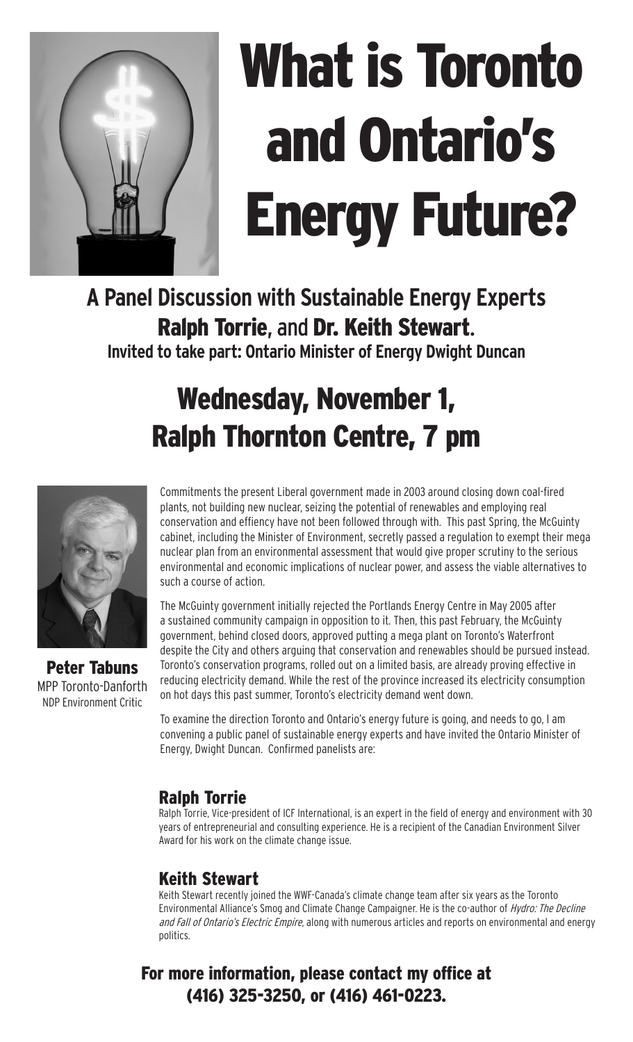# What is Toronto and Ontario's Energy Future?

## A Panel Discussion with Sustainable Energy Experts **Ralph Torrie**, and **Dr. Keith Stewart**.

**Invited to take part: Ontario Minister of Energy Dwight Duncan**

# Wednesday, November 1, Ralph Thornton Centre, 7 pm

**Peter Tabuns**
MPP Toronto-Danforth
NDP Environment Critic

Commitments the present Liberal government made in 2003 around closing down coal-fired plants, not building new nuclear, seizing the potential of renewables and employing real conservation and effiency have not been followed through with. This past Spring, the McGuinty cabinet, including the Minister of Environment, secretly passed a regulation to exempt their mega nuclear plan from an environmental assessment that would give proper scrutiny to the serious environmental and economic implications of nuclear power, and assess the viable alternatives to such a course of action.

The McGuinty government initially rejected the Portlands Energy Centre in May 2005 after a sustained community campaign in opposition to it. Then, this past February, the McGuinty government, behind closed doors, approved putting a mega plant on Toronto's Waterfront despite the City and others arguing that conservation and renewables should be pursued instead. Toronto's conservation programs, rolled out on a limited basis, are already proving effective in reducing electricity demand. While the rest of the province increased its electricity consumption on hot days this past summer, Toronto's electricity demand went down.

To examine the direction Toronto and Ontario's energy future is going, and needs to go, I am convening a public panel of sustainable energy experts and have invited the Ontario Minister of Energy, Dwight Duncan. Confirmed panelists are:

### Ralph Torrie

Ralph Torrie, Vice-president of ICF International, is an expert in the field of energy and environment with 30 years of entrepreneurial and consulting experience. He is a recipient of the Canadian Environment Silver Award for his work on the climate change issue.

### Keith Stewart

Keith Stewart recently joined the WWF-Canada's climate change team after six years as the Toronto Environmental Alliance's Smog and Climate Change Campaigner. He is the co-author of *Hydro: The Decline and Fall of Ontario's Electric Empire*, along with numerous articles and reports on environmental and energy politics.

**For more information, please contact my office at (416) 325-3250, or (416) 461-0223.**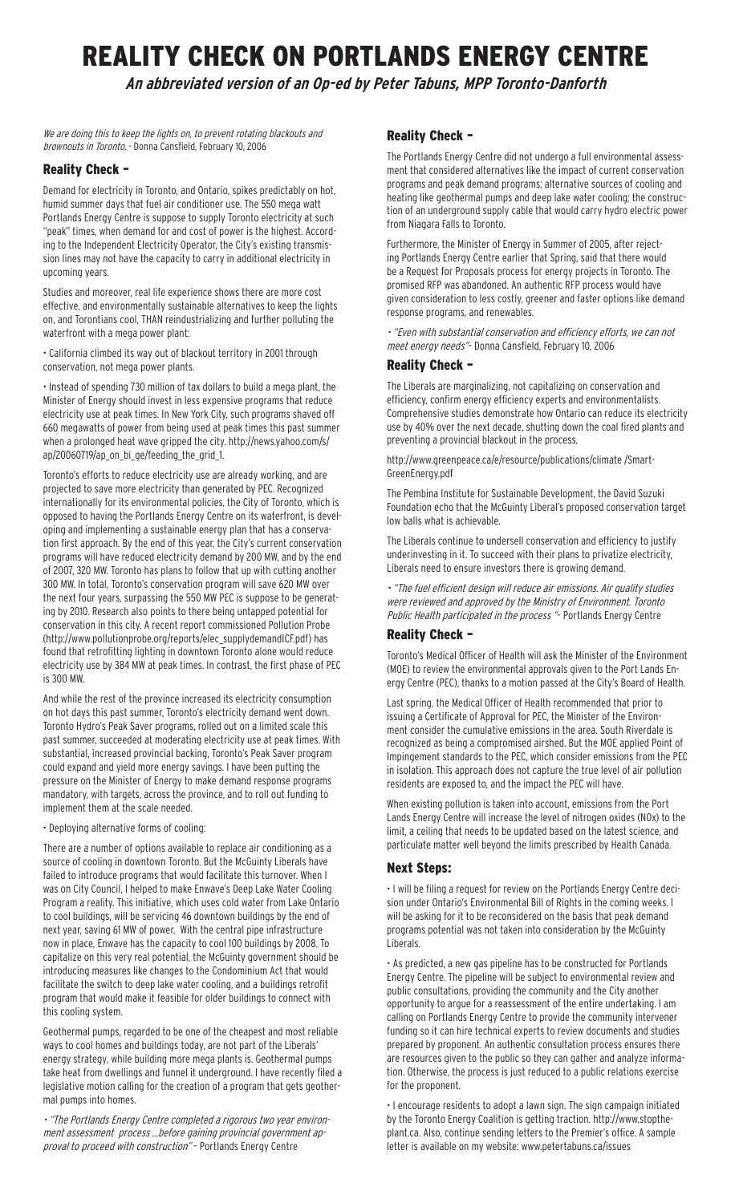# REALITY CHECK ON PORTLANDS ENERGY CENTRE

***An abbreviated version of an Op-ed by Peter Tabuns, MPP Toronto-Danforth***

*We are doing this to keep the lights on, to prevent rotating blackouts and brownouts in Toronto.* - Donna Cansfield, February 10, 2006

## Reality Check –

Demand for electricity in Toronto, and Ontario, spikes predictably on hot, humid summer days that fuel air conditioner use. The 550 mega watt Portlands Energy Centre is suppose to supply Toronto electricity at such "peak" times, when demand for and cost of power is the highest. According to the Independent Electricity Operator, the City's existing transmission lines may not have the capacity to carry in additional electricity in upcoming years.

Studies and moreover, real life experience shows there are more cost effective, and environmentally sustainable alternatives to keep the lights on, and Torontians cool, THAN reindustrializing and further polluting the waterfront with a mega power plant:

• California climbed its way out of blackout territory in 2001 through conservation, not mega power plants.

• Instead of spending 730 million of tax dollars to build a mega plant, the Minister of Energy should invest in less expensive programs that reduce electricity use at peak times. In New York City, such programs shaved off 660 megawatts of power from being used at peak times this past summer when a prolonged heat wave gripped the city. http://news.yahoo.com/s/ap/20060719/ap_on_bi_ge/feeding_the_grid_1.

Toronto's efforts to reduce electricity use are already working, and are projected to save more electricity than generated by PEC. Recognized internationally for its environmental policies, the City of Toronto, which is opposed to having the Portlands Energy Centre on its waterfront, is developing and implementing a sustainable energy plan that has a conservation first approach. By the end of this year, the City's current conservation programs will have reduced electricity demand by 200 MW, and by the end of 2007, 320 MW. Toronto has plans to follow that up with cutting another 300 MW. In total, Toronto's conservation program will save 620 MW over the next four years, surpassing the 550 MW PEC is suppose to be generating by 2010. Research also points to there being untapped potential for conservation in this city. A recent report commissioned Pollution Probe (http://www.pollutionprobe.org/reports/elec_supplydemandICF.pdf) has found that retrofitting lighting in downtown Toronto alone would reduce electricity use by 384 MW at peak times. In contrast, the first phase of PEC is 300 MW.

And while the rest of the province increased its electricity consumption on hot days this past summer, Toronto's electricity demand went down. Toronto Hydro's Peak Saver programs, rolled out on a limited scale this past summer, succeeded at moderating electricity use at peak times. With substantial, increased provincial backing, Toronto's Peak Saver program could expand and yield more energy savings. I have been putting the pressure on the Minister of Energy to make demand response programs mandatory, with targets, across the province, and to roll out funding to implement them at the scale needed.

• Deploying alternative forms of cooling:

There are a number of options available to replace air conditioning as a source of cooling in downtown Toronto. But the McGuinty Liberals have failed to introduce programs that would facilitate this turnover. When I was on City Council, I helped to make Enwave's Deep Lake Water Cooling Program a reality. This initiative, which uses cold water from Lake Ontario to cool buildings, will be servicing 46 downtown buildings by the end of next year, saving 61 MW of power. With the central pipe infrastructure now in place, Enwave has the capacity to cool 100 buildings by 2008. To capitalize on this very real potential, the McGuinty government should be introducing measures like changes to the Condominium Act that would facilitate the switch to deep lake water cooling, and a buildings retrofit program that would make it feasible for older buildings to connect with this cooling system.

Geothermal pumps, regarded to be one of the cheapest and most reliable ways to cool homes and buildings today, are not part of the Liberals' energy strategy, while building more mega plants is. Geothermal pumps take heat from dwellings and funnel it underground. I have recently filed a legislative motion calling for the creation of a program that gets geothermal pumps into homes.

• *"The Portlands Energy Centre completed a rigorous two year environment assessment process ...before gaining provincial government approval to proceed with construction"* – Portlands Energy Centre

## Reality Check –

The Portlands Energy Centre did not undergo a full environmental assessment that considered alternatives like the impact of current conservation programs and peak demand programs; alternative sources of cooling and heating like geothermal pumps and deep lake water cooling; the construction of an underground supply cable that would carry hydro electric power from Niagara Falls to Toronto.

Furthermore, the Minister of Energy in Summer of 2005, after rejecting Portlands Energy Centre earlier that Spring, said that there would be a Request for Proposals process for energy projects in Toronto. The promised RFP was abandoned. An authentic RFP process would have given consideration to less costly, greener and faster options like demand response programs, and renewables.

• *"Even with substantial conservation and efficiency efforts, we can not meet energy needs"*- Donna Cansfield, February 10, 2006

## Reality Check –

The Liberals are marginalizing, not capitalizing on conservation and efficiency, confirm energy efficiency experts and environmentalists. Comprehensive studies demonstrate how Ontario can reduce its electricity use by 40% over the next decade, shutting down the coal fired plants and preventing a provincial blackout in the process.

http://www.greenpeace.ca/e/resource/publications/climate /SmartGreenEnergy.pdf

The Pembina Institute for Sustainable Development, the David Suzuki Foundation echo that the McGuinty Liberal's proposed conservation target low balls what is achievable.

The Liberals continue to undersell conservation and efficiency to justify underinvesting in it. To succeed with their plans to privatize electricity, Liberals need to ensure investors there is growing demand.

• *"The fuel efficient design will reduce air emissions. Air quality studies were reviewed and approved by the Ministry of Environment. Toronto Public Health participated in the process "*- Portlands Energy Centre

## Reality Check –

Toronto's Medical Officer of Health will ask the Minister of the Environment (MOE) to review the environmental approvals given to the Port Lands Energy Centre (PEC), thanks to a motion passed at the City's Board of Health.

Last spring, the Medical Officer of Health recommended that prior to issuing a Certificate of Approval for PEC, the Minister of the Environment consider the cumulative emissions in the area. South Riverdale is recognized as being a compromised airshed. But the MOE applied Point of Impingement standards to the PEC, which consider emissions from the PEC in isolation. This approach does not capture the true level of air pollution residents are exposed to, and the impact the PEC will have.

When existing pollution is taken into account, emissions from the Port Lands Energy Centre will increase the level of nitrogen oxides (NOx) to the limit, a ceiling that needs to be updated based on the latest science, and particulate matter well beyond the limits prescribed by Health Canada.

## Next Steps:

• I will be filing a request for review on the Portlands Energy Centre decision under Ontario's Environmental Bill of Rights in the coming weeks. I will be asking for it to be reconsidered on the basis that peak demand programs potential was not taken into consideration by the McGuinty Liberals.

• As predicted, a new gas pipeline has to be constructed for Portlands Energy Centre. The pipeline will be subject to environmental review and public consultations, providing the community and the City another opportunity to argue for a reassessment of the entire undertaking. I am calling on Portlands Energy Centre to provide the community intervener funding so it can hire technical experts to review documents and studies prepared by proponent. An authentic consultation process ensures there are resources given to the public so they can gather and analyze information. Otherwise, the process is just reduced to a public relations exercise for the proponent.

• I encourage residents to adopt a lawn sign. The sign campaign initiated by the Toronto Energy Coalition is getting traction. http://www.stoptheplant.ca. Also, continue sending letters to the Premier's office. A sample letter is available on my website: www.petertabuns.ca/issues